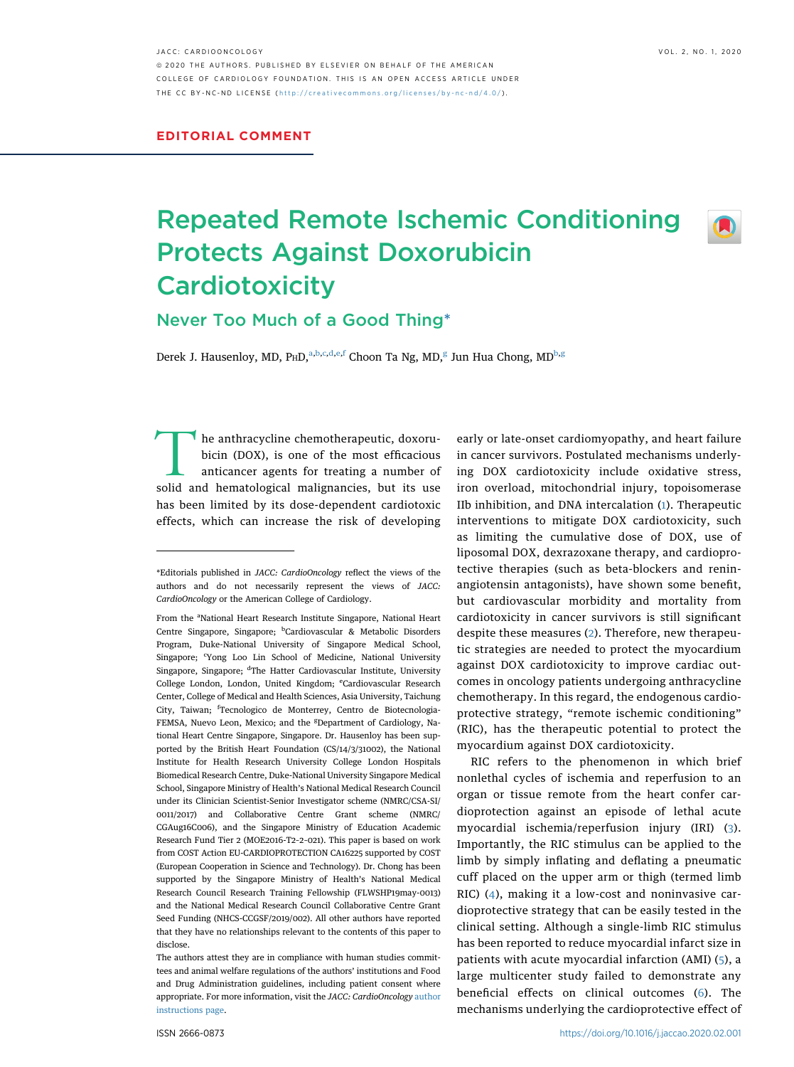EDITORIAL COMMENT

# Repeated Remote Ischemic Conditioning Protects Against Doxorubicin Cardiotoxicity

## Never Too Much of a Good Thing*

Derek J. Hausenloy, MD, PhD,[a,b,c,d,e,f] Choon Ta Ng, MD,[g] Jun Hua Chong, MD[b,g]

The anthracycline chemotherapeutic, doxorubicin (DOX), is one of the most efficacious anticancer agents for treating a number of solid and hematological malignancies, but its use has been limited by its dose-dependent cardiotoxic effects, which can increase the risk of developing early or late-onset cardiomyopathy, and heart failure in cancer survivors. Postulated mechanisms underlying DOX cardiotoxicity include oxidative stress, iron overload, mitochondrial injury, topoisomerase IIb inhibition, and DNA intercalation (1). Therapeutic interventions to mitigate DOX cardiotoxicity, such as limiting the cumulative dose of DOX, use of liposomal DOX, dexrazoxane therapy, and cardioprotective therapies (such as beta-blockers and renin-angiotensin antagonists), have shown some benefit, but cardiovascular morbidity and mortality from cardiotoxicity in cancer survivors is still significant despite these measures (2). Therefore, new therapeutic strategies are needed to protect the myocardium against DOX cardiotoxicity to improve cardiac outcomes in oncology patients undergoing anthracycline chemotherapy. In this regard, the endogenous cardioprotective strategy, "remote ischemic conditioning" (RIC), has the therapeutic potential to protect the myocardium against DOX cardiotoxicity.

RIC refers to the phenomenon in which brief nonlethal cycles of ischemia and reperfusion to an organ or tissue remote from the heart confer cardioprotection against an episode of lethal acute myocardial ischemia/reperfusion injury (IRI) (3). Importantly, the RIC stimulus can be applied to the limb by simply inflating and deflating a pneumatic cuff placed on the upper arm or thigh (termed limb RIC) (4), making it a low-cost and noninvasive cardioprotective strategy that can be easily tested in the clinical setting. Although a single-limb RIC stimulus has been reported to reduce myocardial infarct size in patients with acute myocardial infarction (AMI) (5), a large multicenter study failed to demonstrate any beneficial effects on clinical outcomes (6). The mechanisms underlying the cardioprotective effect of

---

*Editorials published in *JACC: CardioOncology* reflect the views of the authors and do not necessarily represent the views of *JACC: CardioOncology* or the American College of Cardiology.

From the [a]National Heart Research Institute Singapore, National Heart Centre Singapore, Singapore; [b]Cardiovascular & Metabolic Disorders Program, Duke-National University of Singapore Medical School, Singapore; [c]Yong Loo Lin School of Medicine, National University Singapore, Singapore; [d]The Hatter Cardiovascular Institute, University College London, London, United Kingdom; [e]Cardiovascular Research Center, College of Medical and Health Sciences, Asia University, Taichung City, Taiwan; [f]Tecnologico de Monterrey, Centro de Biotecnologia-FEMSA, Nuevo Leon, Mexico; and the [g]Department of Cardiology, National Heart Centre Singapore, Singapore. Dr. Hausenloy has been supported by the British Heart Foundation (CS/14/3/31002), the National Institute for Health Research University College London Hospitals Biomedical Research Centre, Duke-National University Singapore Medical School, Singapore Ministry of Health's National Medical Research Council under its Clinician Scientist-Senior Investigator scheme (NMRC/CSA-SI/0011/2017) and Collaborative Centre Grant scheme (NMRC/CGAug16C006), and the Singapore Ministry of Education Academic Research Fund Tier 2 (MOE2016-T2-2-021). This paper is based on work from COST Action EU-CARDIOPROTECTION CA16225 supported by COST (European Cooperation in Science and Technology). Dr. Chong has been supported by the Singapore Ministry of Health's National Medical Research Council Research Training Fellowship (FLWSHP19may-0013) and the National Medical Research Council Collaborative Centre Grant Seed Funding (NHCS-CCGSF/2019/002). All other authors have reported that they have no relationships relevant to the contents of this paper to disclose.

The authors attest they are in compliance with human studies committees and animal welfare regulations of the authors' institutions and Food and Drug Administration guidelines, including patient consent where appropriate. For more information, visit the *JACC: CardioOncology* author instructions page.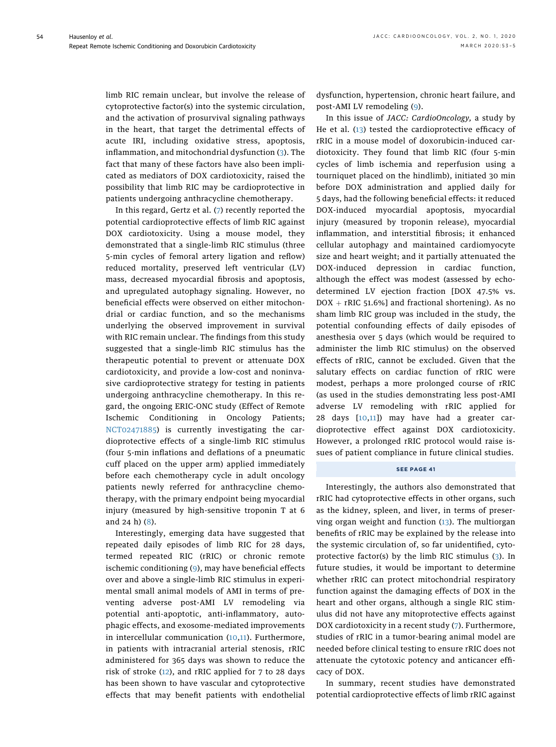limb RIC remain unclear, but involve the release of cytoprotective factor(s) into the systemic circulation, and the activation of prosurvival signaling pathways in the heart, that target the detrimental effects of acute IRI, including oxidative stress, apoptosis, inflammation, and mitochondrial dysfunction (3). The fact that many of these factors have also been implicated as mediators of DOX cardiotoxicity, raised the possibility that limb RIC may be cardioprotective in patients undergoing anthracycline chemotherapy.

In this regard, Gertz et al. (7) recently reported the potential cardioprotective effects of limb RIC against DOX cardiotoxicity. Using a mouse model, they demonstrated that a single-limb RIC stimulus (three 5-min cycles of femoral artery ligation and reflow) reduced mortality, preserved left ventricular (LV) mass, decreased myocardial fibrosis and apoptosis, and upregulated autophagy signaling. However, no beneficial effects were observed on either mitochondrial or cardiac function, and so the mechanisms underlying the observed improvement in survival with RIC remain unclear. The findings from this study suggested that a single-limb RIC stimulus has the therapeutic potential to prevent or attenuate DOX cardiotoxicity, and provide a low-cost and noninvasive cardioprotective strategy for testing in patients undergoing anthracycline chemotherapy. In this regard, the ongoing ERIC-ONC study (Effect of Remote Ischemic Conditioning in Oncology Patients; NCT02471885) is currently investigating the cardioprotective effects of a single-limb RIC stimulus (four 5-min inflations and deflations of a pneumatic cuff placed on the upper arm) applied immediately before each chemotherapy cycle in adult oncology patients newly referred for anthracycline chemotherapy, with the primary endpoint being myocardial injury (measured by high-sensitive troponin T at 6 and 24 h) (8).

Interestingly, emerging data have suggested that repeated daily episodes of limb RIC for 28 days, termed repeated RIC (rRIC) or chronic remote ischemic conditioning (9), may have beneficial effects over and above a single-limb RIC stimulus in experimental small animal models of AMI in terms of preventing adverse post-AMI LV remodeling via potential anti-apoptotic, anti-inflammatory, autophagic effects, and exosome-mediated improvements in intercellular communication (10,11). Furthermore, in patients with intracranial arterial stenosis, rRIC administered for 365 days was shown to reduce the risk of stroke (12), and rRIC applied for 7 to 28 days has been shown to have vascular and cytoprotective effects that may benefit patients with endothelial dysfunction, hypertension, chronic heart failure, and post-AMI LV remodeling (9).

In this issue of *JACC: CardioOncology,* a study by He et al. (13) tested the cardioprotective efficacy of rRIC in a mouse model of doxorubicin-induced cardiotoxicity. They found that limb RIC (four 5-min cycles of limb ischemia and reperfusion using a tourniquet placed on the hindlimb), initiated 30 min before DOX administration and applied daily for 5 days, had the following beneficial effects: it reduced DOX-induced myocardial apoptosis, myocardial injury (measured by troponin release), myocardial inflammation, and interstitial fibrosis; it enhanced cellular autophagy and maintained cardiomyocyte size and heart weight; and it partially attenuated the DOX-induced depression in cardiac function, although the effect was modest (assessed by echo-determined LV ejection fraction [DOX 47.5% vs. DOX + rRIC 51.6%] and fractional shortening). As no sham limb RIC group was included in the study, the potential confounding effects of daily episodes of anesthesia over 5 days (which would be required to administer the limb RIC stimulus) on the observed effects of rRIC, cannot be excluded. Given that the salutary effects on cardiac function of rRIC were modest, perhaps a more prolonged course of rRIC (as used in the studies demonstrating less post-AMI adverse LV remodeling with rRIC applied for 28 days [10,11]) may have had a greater cardioprotective effect against DOX cardiotoxicity. However, a prolonged rRIC protocol would raise issues of patient compliance in future clinical studies.

SEE PAGE 41

Interestingly, the authors also demonstrated that rRIC had cytoprotective effects in other organs, such as the kidney, spleen, and liver, in terms of preserving organ weight and function (13). The multiorgan benefits of rRIC may be explained by the release into the systemic circulation of, so far unidentified, cytoprotective factor(s) by the limb RIC stimulus (3). In future studies, it would be important to determine whether rRIC can protect mitochondrial respiratory function against the damaging effects of DOX in the heart and other organs, although a single RIC stimulus did not have any mitoprotective effects against DOX cardiotoxicity in a recent study (7). Furthermore, studies of rRIC in a tumor-bearing animal model are needed before clinical testing to ensure rRIC does not attenuate the cytotoxic potency and anticancer efficacy of DOX.

In summary, recent studies have demonstrated potential cardioprotective effects of limb rRIC against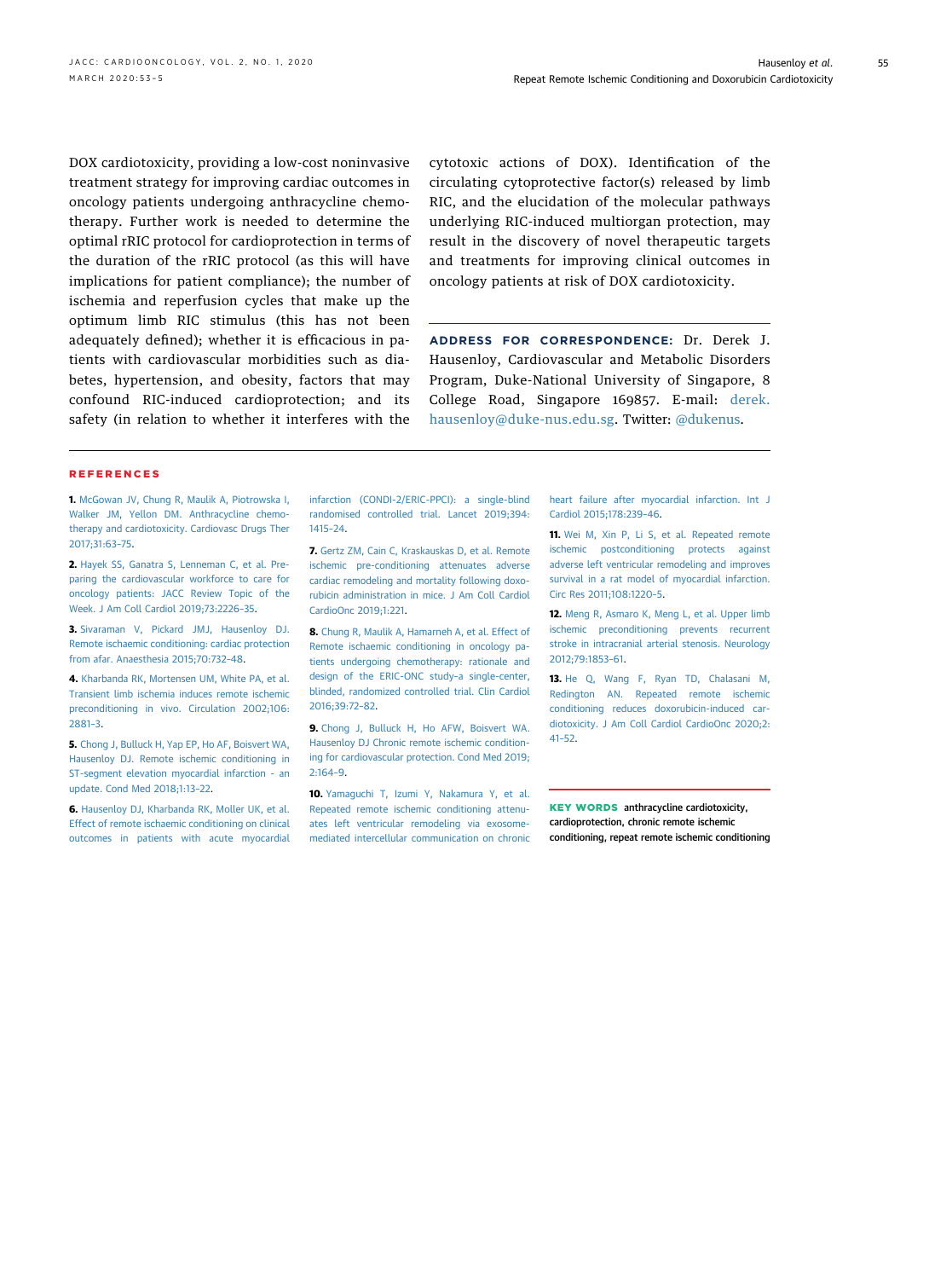DOX cardiotoxicity, providing a low-cost noninvasive treatment strategy for improving cardiac outcomes in oncology patients undergoing anthracycline chemotherapy. Further work is needed to determine the optimal rRIC protocol for cardioprotection in terms of the duration of the rRIC protocol (as this will have implications for patient compliance); the number of ischemia and reperfusion cycles that make up the optimum limb RIC stimulus (this has not been adequately defined); whether it is efficacious in patients with cardiovascular morbidities such as diabetes, hypertension, and obesity, factors that may confound RIC-induced cardioprotection; and its safety (in relation to whether it interferes with the cytotoxic actions of DOX). Identification of the circulating cytoprotective factor(s) released by limb RIC, and the elucidation of the molecular pathways underlying RIC-induced multiorgan protection, may result in the discovery of novel therapeutic targets and treatments for improving clinical outcomes in oncology patients at risk of DOX cardiotoxicity.

**ADDRESS FOR CORRESPONDENCE:** Dr. Derek J. Hausenloy, Cardiovascular and Metabolic Disorders Program, Duke-National University of Singapore, 8 College Road, Singapore 169857. E-mail: derek.hausenloy@duke-nus.edu.sg. Twitter: @dukenus.

## REFERENCES

**1.** McGowan JV, Chung R, Maulik A, Piotrowska I, Walker JM, Yellon DM. Anthracycline chemotherapy and cardiotoxicity. Cardiovasc Drugs Ther 2017;31:63–75.

**2.** Hayek SS, Ganatra S, Lenneman C, et al. Preparing the cardiovascular workforce to care for oncology patients: JACC Review Topic of the Week. J Am Coll Cardiol 2019;73:2226–35.

**3.** Sivaraman V, Pickard JMJ, Hausenloy DJ. Remote ischaemic conditioning: cardiac protection from afar. Anaesthesia 2015;70:732–48.

**4.** Kharbanda RK, Mortensen UM, White PA, et al. Transient limb ischemia induces remote ischemic preconditioning in vivo. Circulation 2002;106:2881–3.

**5.** Chong J, Bulluck H, Yap EP, Ho AF, Boisvert WA, Hausenloy DJ. Remote ischemic conditioning in ST-segment elevation myocardial infarction - an update. Cond Med 2018;1:13–22.

**6.** Hausenloy DJ, Kharbanda RK, Moller UK, et al. Effect of remote ischaemic conditioning on clinical outcomes in patients with acute myocardial infarction (CONDI-2/ERIC-PPCI): a single-blind randomised controlled trial. Lancet 2019;394:1415–24.

**7.** Gertz ZM, Cain C, Kraskauskas D, et al. Remote ischemic pre-conditioning attenuates adverse cardiac remodeling and mortality following doxorubicin administration in mice. J Am Coll Cardiol CardioOnc 2019;1:221.

**8.** Chung R, Maulik A, Hamarneh A, et al. Effect of Remote ischaemic conditioning in oncology patients undergoing chemotherapy: rationale and design of the ERIC-ONC study–a single-center, blinded, randomized controlled trial. Clin Cardiol 2016;39:72–82.

**9.** Chong J, Bulluck H, Ho AFW, Boisvert WA. Hausenloy DJ Chronic remote ischemic conditioning for cardiovascular protection. Cond Med 2019;2:164–9.

**10.** Yamaguchi T, Izumi Y, Nakamura Y, et al. Repeated remote ischemic conditioning attenuates left ventricular remodeling via exosome-mediated intercellular communication on chronic heart failure after myocardial infarction. Int J Cardiol 2015;178:239–46.

**11.** Wei M, Xin P, Li S, et al. Repeated remote ischemic postconditioning protects against adverse left ventricular remodeling and improves survival in a rat model of myocardial infarction. Circ Res 2011;108:1220–5.

**12.** Meng R, Asmaro K, Meng L, et al. Upper limb ischemic preconditioning prevents recurrent stroke in intracranial arterial stenosis. Neurology 2012;79:1853–61.

**13.** He Q, Wang F, Ryan TD, Chalasani M, Redington AN. Repeated remote ischemic conditioning reduces doxorubicin-induced cardiotoxicity. J Am Coll Cardiol CardioOnc 2020;2:41–52.

**KEY WORDS** anthracycline cardiotoxicity, cardioprotection, chronic remote ischemic conditioning, repeat remote ischemic conditioning